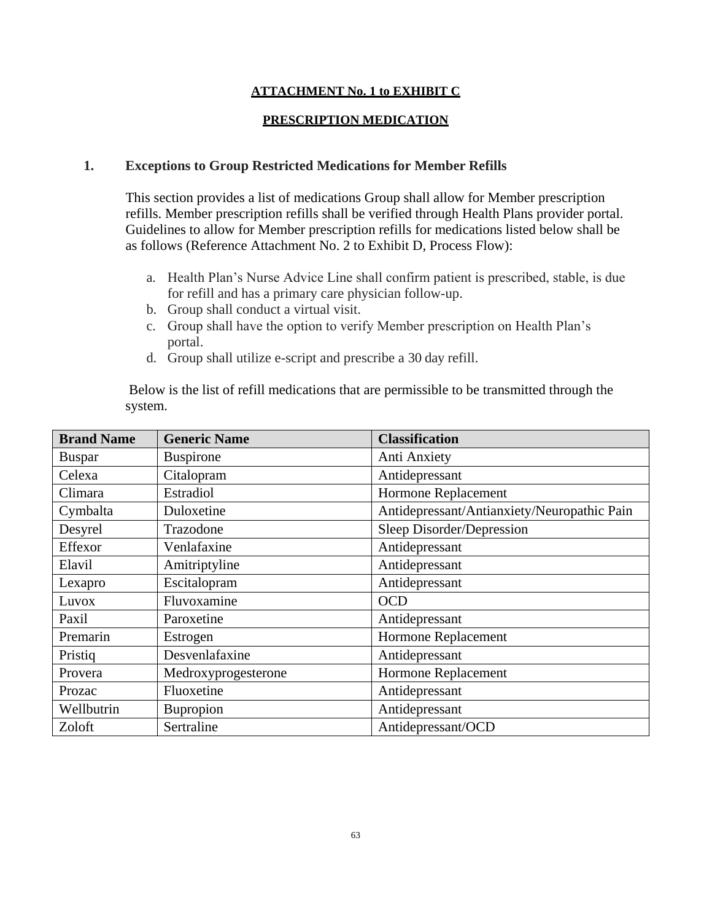**ATTACHMENT No. 1 to EXHIBIT C**

**PRESCRIPTION MEDICATION**

## 1. Exceptions to Group Restricted Medications for Member Refills

This section provides a list of medications Group shall allow for Member prescription refills. Member prescription refills shall be verified through Health Plans provider portal. Guidelines to allow for Member prescription refills for medications listed below shall be as follows (Reference Attachment No. 2 to Exhibit D, Process Flow):

a. Health Plan's Nurse Advice Line shall confirm patient is prescribed, stable, is due for refill and has a primary care physician follow-up.
b. Group shall conduct a virtual visit.
c. Group shall have the option to verify Member prescription on Health Plan's portal.
d. Group shall utilize e-script and prescribe a 30 day refill.

Below is the list of refill medications that are permissible to be transmitted through the system.

| Brand Name | Generic Name | Classification |
|---|---|---|
| Buspar | Buspirone | Anti Anxiety |
| Celexa | Citalopram | Antidepressant |
| Climara | Estradiol | Hormone Replacement |
| Cymbalta | Duloxetine | Antidepressant/Antianxiety/Neuropathic Pain |
| Desyrel | Trazodone | Sleep Disorder/Depression |
| Effexor | Venlafaxine | Antidepressant |
| Elavil | Amitriptyline | Antidepressant |
| Lexapro | Escitalopram | Antidepressant |
| Luvox | Fluvoxamine | OCD |
| Paxil | Paroxetine | Antidepressant |
| Premarin | Estrogen | Hormone Replacement |
| Pristiq | Desvenlafaxine | Antidepressant |
| Provera | Medroxyprogesterone | Hormone Replacement |
| Prozac | Fluoxetine | Antidepressant |
| Wellbutrin | Bupropion | Antidepressant |
| Zoloft | Sertraline | Antidepressant/OCD |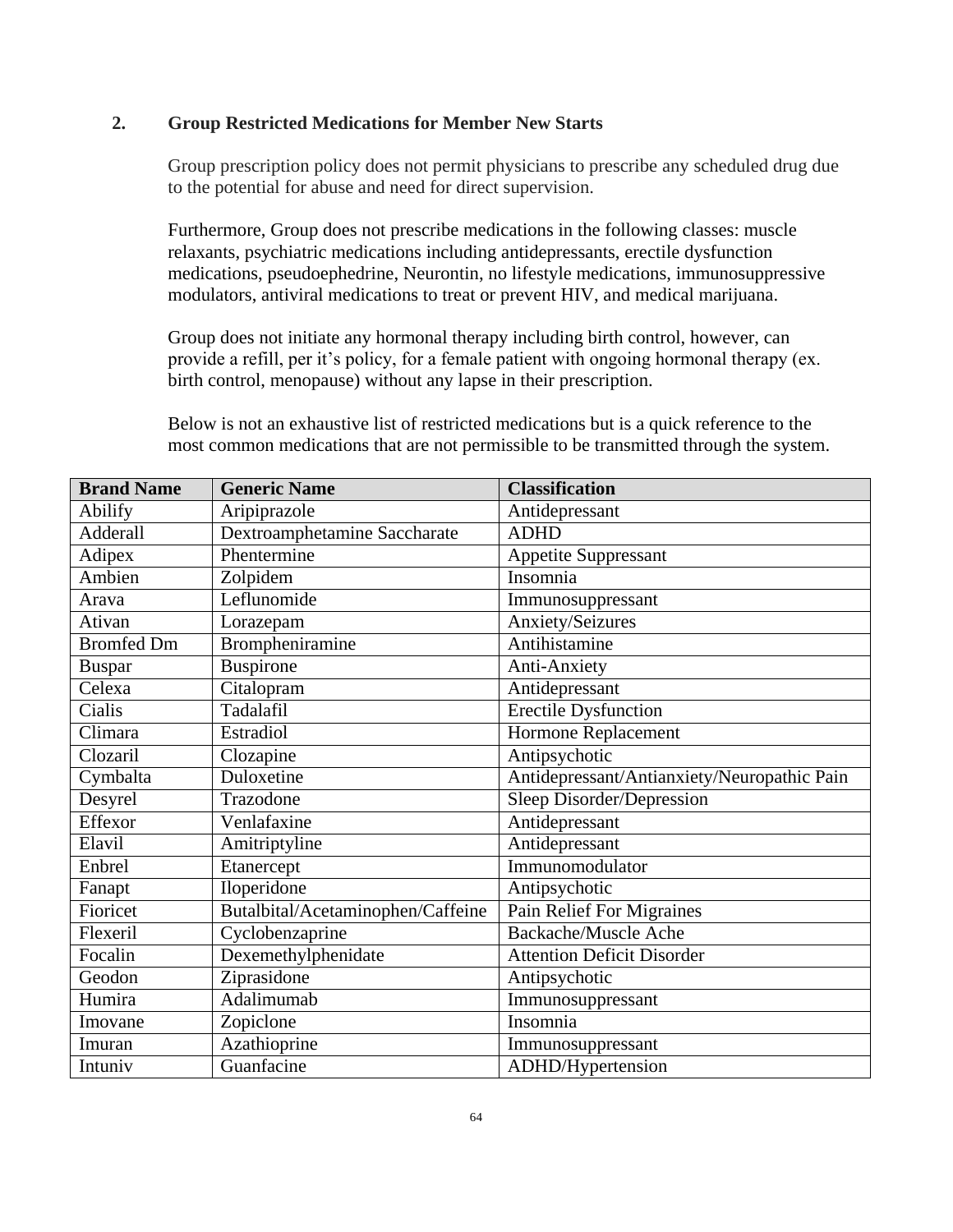## 2. Group Restricted Medications for Member New Starts

Group prescription policy does not permit physicians to prescribe any scheduled drug due to the potential for abuse and need for direct supervision.

Furthermore, Group does not prescribe medications in the following classes: muscle relaxants, psychiatric medications including antidepressants, erectile dysfunction medications, pseudoephedrine, Neurontin, no lifestyle medications, immunosuppressive modulators, antiviral medications to treat or prevent HIV, and medical marijuana.

Group does not initiate any hormonal therapy including birth control, however, can provide a refill, per it's policy, for a female patient with ongoing hormonal therapy (ex. birth control, menopause) without any lapse in their prescription.

Below is not an exhaustive list of restricted medications but is a quick reference to the most common medications that are not permissible to be transmitted through the system.

| Brand Name | Generic Name | Classification |
|---|---|---|
| Abilify | Aripiprazole | Antidepressant |
| Adderall | Dextroamphetamine Saccharate | ADHD |
| Adipex | Phentermine | Appetite Suppressant |
| Ambien | Zolpidem | Insomnia |
| Arava | Leflunomide | Immunosuppressant |
| Ativan | Lorazepam | Anxiety/Seizures |
| Bromfed Dm | Brompheniramine | Antihistamine |
| Buspar | Buspirone | Anti-Anxiety |
| Celexa | Citalopram | Antidepressant |
| Cialis | Tadalafil | Erectile Dysfunction |
| Climara | Estradiol | Hormone Replacement |
| Clozaril | Clozapine | Antipsychotic |
| Cymbalta | Duloxetine | Antidepressant/Antianxiety/Neuropathic Pain |
| Desyrel | Trazodone | Sleep Disorder/Depression |
| Effexor | Venlafaxine | Antidepressant |
| Elavil | Amitriptyline | Antidepressant |
| Enbrel | Etanercept | Immunomodulator |
| Fanapt | Iloperidone | Antipsychotic |
| Fioricet | Butalbital/Acetaminophen/Caffeine | Pain Relief For Migraines |
| Flexeril | Cyclobenzaprine | Backache/Muscle Ache |
| Focalin | Dexemethylphenidate | Attention Deficit Disorder |
| Geodon | Ziprasidone | Antipsychotic |
| Humira | Adalimumab | Immunosuppressant |
| Imovane | Zopiclone | Insomnia |
| Imuran | Azathioprine | Immunosuppressant |
| Intuniv | Guanfacine | ADHD/Hypertension |